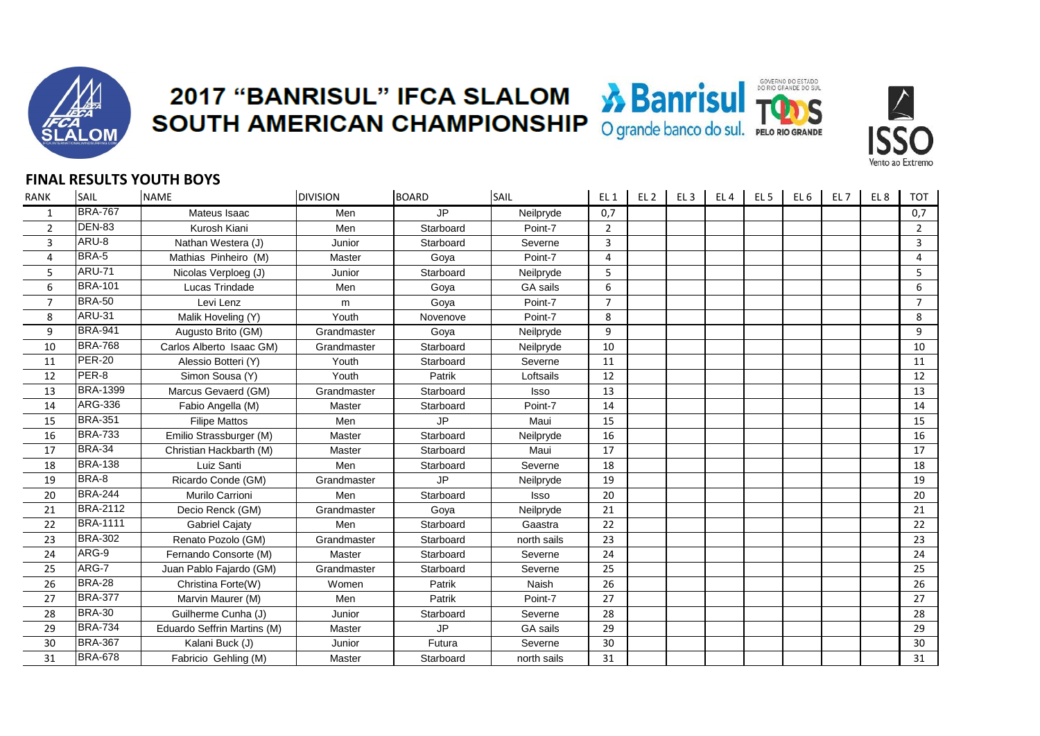# 2017 "BANRISUL" IFCA SLALOM SOUTH AMERICAN CHAMPIONSHIP

Banrisul O grande banco do sul.

GOVERNO DO ESTADO DO RIO GRANDE DO SUL TODOS PELO RIO GRANDE

ISSO Vento ao Extremo

## FINAL RESULTS YOUTH BOYS

| RANK | SAIL | NAME | DIVISION | BOARD | SAIL | EL 1 | EL 2 | EL 3 | EL 4 | EL 5 | EL 6 | EL 7 | EL 8 | TOT |
|---|---|---|---|---|---|---|---|---|---|---|---|---|---|---|
| 1 | BRA-767 | Mateus Isaac | Men | JP | Neilpryde | 0,7 | | | | | | | | 0,7 |
| 2 | DEN-83 | Kurosh Kiani | Men | Starboard | Point-7 | 2 | | | | | | | | 2 |
| 3 | ARU-8 | Nathan Westera (J) | Junior | Starboard | Severne | 3 | | | | | | | | 3 |
| 4 | BRA-5 | Mathias Pinheiro (M) | Master | Goya | Point-7 | 4 | | | | | | | | 4 |
| 5 | ARU-71 | Nicolas Verploeg (J) | Junior | Starboard | Neilpryde | 5 | | | | | | | | 5 |
| 6 | BRA-101 | Lucas Trindade | Men | Goya | GA sails | 6 | | | | | | | | 6 |
| 7 | BRA-50 | Levi Lenz | m | Goya | Point-7 | 7 | | | | | | | | 7 |
| 8 | ARU-31 | Malik Hoveling (Y) | Youth | Novenove | Point-7 | 8 | | | | | | | | 8 |
| 9 | BRA-941 | Augusto Brito (GM) | Grandmaster | Goya | Neilpryde | 9 | | | | | | | | 9 |
| 10 | BRA-768 | Carlos Alberto Isaac GM) | Grandmaster | Starboard | Neilpryde | 10 | | | | | | | | 10 |
| 11 | PER-20 | Alessio Botteri (Y) | Youth | Starboard | Severne | 11 | | | | | | | | 11 |
| 12 | PER-8 | Simon Sousa (Y) | Youth | Patrik | Loftsails | 12 | | | | | | | | 12 |
| 13 | BRA-1399 | Marcus Gevaerd (GM) | Grandmaster | Starboard | Isso | 13 | | | | | | | | 13 |
| 14 | ARG-336 | Fabio Angella (M) | Master | Starboard | Point-7 | 14 | | | | | | | | 14 |
| 15 | BRA-351 | Filipe Mattos | Men | JP | Maui | 15 | | | | | | | | 15 |
| 16 | BRA-733 | Emilio Strassburger (M) | Master | Starboard | Neilpryde | 16 | | | | | | | | 16 |
| 17 | BRA-34 | Christian Hackbarth (M) | Master | Starboard | Maui | 17 | | | | | | | | 17 |
| 18 | BRA-138 | Luiz Santi | Men | Starboard | Severne | 18 | | | | | | | | 18 |
| 19 | BRA-8 | Ricardo Conde (GM) | Grandmaster | JP | Neilpryde | 19 | | | | | | | | 19 |
| 20 | BRA-244 | Murilo Carrioni | Men | Starboard | Isso | 20 | | | | | | | | 20 |
| 21 | BRA-2112 | Decio Renck (GM) | Grandmaster | Goya | Neilpryde | 21 | | | | | | | | 21 |
| 22 | BRA-1111 | Gabriel Cajaty | Men | Starboard | Gaastra | 22 | | | | | | | | 22 |
| 23 | BRA-302 | Renato Pozolo (GM) | Grandmaster | Starboard | north sails | 23 | | | | | | | | 23 |
| 24 | ARG-9 | Fernando Consorte (M) | Master | Starboard | Severne | 24 | | | | | | | | 24 |
| 25 | ARG-7 | Juan Pablo Fajardo (GM) | Grandmaster | Starboard | Severne | 25 | | | | | | | | 25 |
| 26 | BRA-28 | Christina Forte(W) | Women | Patrik | Naish | 26 | | | | | | | | 26 |
| 27 | BRA-377 | Marvin Maurer (M) | Men | Patrik | Point-7 | 27 | | | | | | | | 27 |
| 28 | BRA-30 | Guilherme Cunha (J) | Junior | Starboard | Severne | 28 | | | | | | | | 28 |
| 29 | BRA-734 | Eduardo Seffrin Martins (M) | Master | JP | GA sails | 29 | | | | | | | | 29 |
| 30 | BRA-367 | Kalani Buck (J) | Junior | Futura | Severne | 30 | | | | | | | | 30 |
| 31 | BRA-678 | Fabricio Gehling (M) | Master | Starboard | north sails | 31 | | | | | | | | 31 |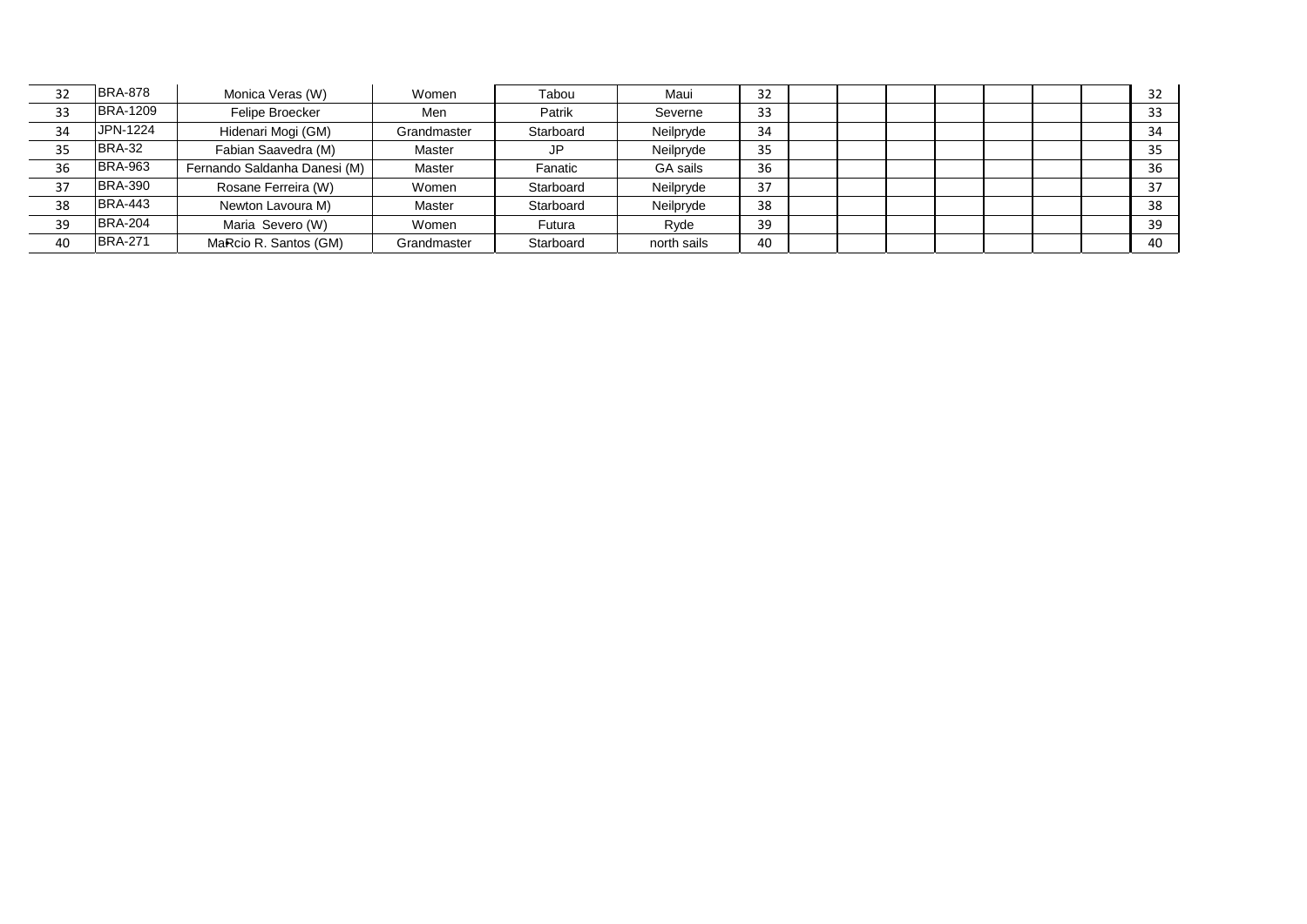| | | | | | | | | | | | | | | |
|---|---|---|---|---|---|---|---|---|---|---|---|---|---|---|
| 32 | BRA-878 | Monica Veras (W) | Women | Tabou | Maui | 32 | | | | | | | | 32 |
| 33 | BRA-1209 | Felipe Broecker | Men | Patrik | Severne | 33 | | | | | | | | 33 |
| 34 | JPN-1224 | Hidenari Mogi (GM) | Grandmaster | Starboard | Neilpryde | 34 | | | | | | | | 34 |
| 35 | BRA-32 | Fabian Saavedra (M) | Master | JP | Neilpryde | 35 | | | | | | | | 35 |
| 36 | BRA-963 | Fernando Saldanha Danesi (M) | Master | Fanatic | GA sails | 36 | | | | | | | | 36 |
| 37 | BRA-390 | Rosane Ferreira (W) | Women | Starboard | Neilpryde | 37 | | | | | | | | 37 |
| 38 | BRA-443 | Newton Lavoura M) | Master | Starboard | Neilpryde | 38 | | | | | | | | 38 |
| 39 | BRA-204 | Maria Severo (W) | Women | Futura | Ryde | 39 | | | | | | | | 39 |
| 40 | BRA-271 | MaRcio R. Santos (GM) | Grandmaster | Starboard | north sails | 40 | | | | | | | | 40 |